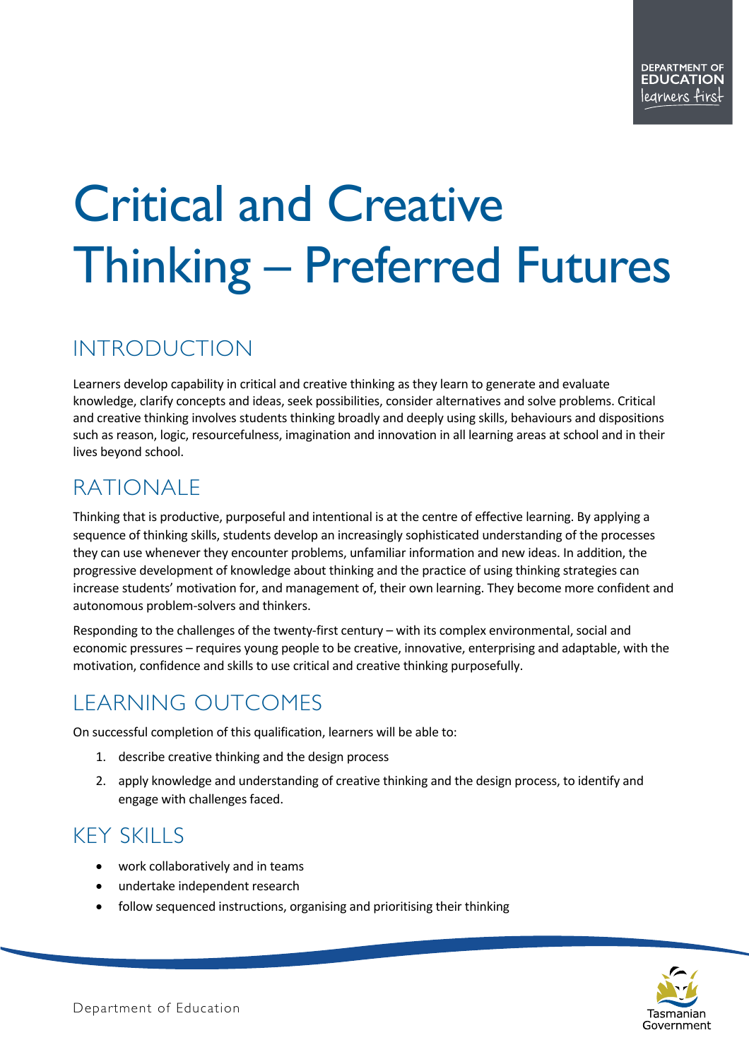# Critical and Creative Thinking – Preferred Futures

## INTRODUCTION

Learners develop capability in critical and creative thinking as they learn to generate and evaluate knowledge, clarify concepts and ideas, seek possibilities, consider alternatives and solve problems. Critical and creative thinking involves students thinking broadly and deeply using skills, behaviours and dispositions such as reason, logic, resourcefulness, imagination and innovation in all learning areas at school and in their lives beyond school.

## RATIONALE

Thinking that is productive, purposeful and intentional is at the centre of effective learning. By applying a sequence of thinking skills, students develop an increasingly sophisticated understanding of the processes they can use whenever they encounter problems, unfamiliar information and new ideas. In addition, the progressive development of knowledge about thinking and the practice of using thinking strategies can increase students' motivation for, and management of, their own learning. They become more confident and autonomous problem-solvers and thinkers.

Responding to the challenges of the twenty-first century – with its complex environmental, social and economic pressures – requires young people to be creative, innovative, enterprising and adaptable, with the motivation, confidence and skills to use critical and creative thinking purposefully.

## LEARNING OUTCOMES

On successful completion of this qualification, learners will be able to:

1. describe creative thinking and the design process
2. apply knowledge and understanding of creative thinking and the design process, to identify and engage with challenges faced.

## KEY SKILLS

- work collaboratively and in teams
- undertake independent research
- follow sequenced instructions, organising and prioritising their thinking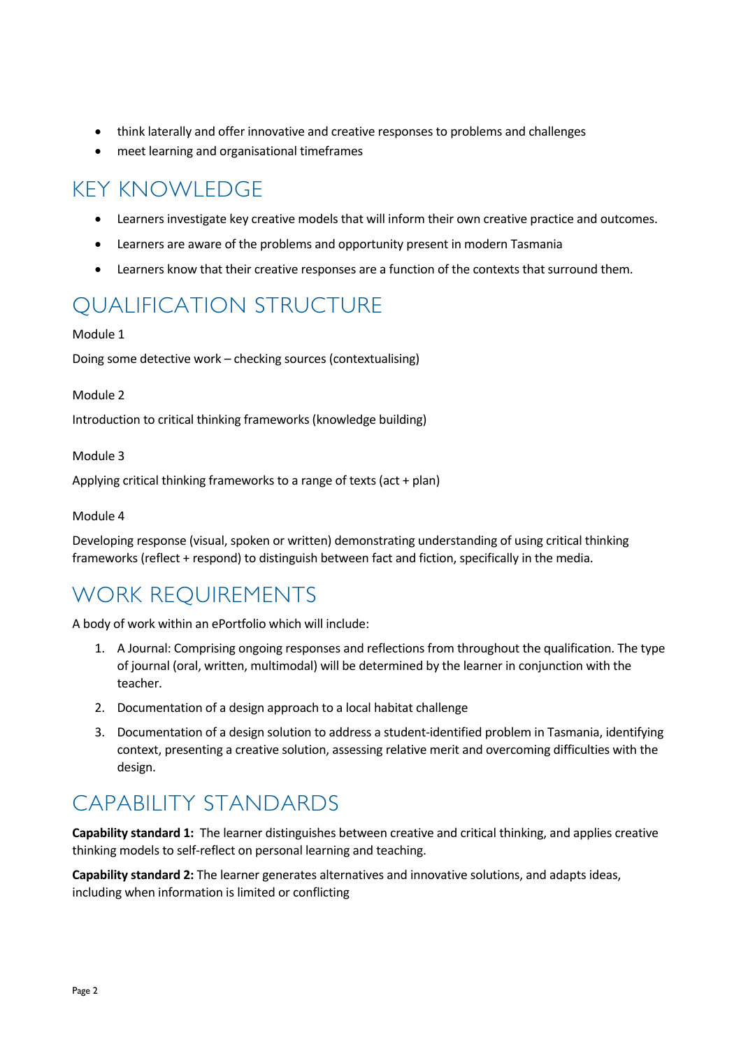- think laterally and offer innovative and creative responses to problems and challenges
- meet learning and organisational timeframes

## KEY KNOWLEDGE

- Learners investigate key creative models that will inform their own creative practice and outcomes.
- Learners are aware of the problems and opportunity present in modern Tasmania
- Learners know that their creative responses are a function of the contexts that surround them.

## QUALIFICATION STRUCTURE

Module 1

Doing some detective work – checking sources (contextualising)

Module 2

Introduction to critical thinking frameworks (knowledge building)

Module 3

Applying critical thinking frameworks to a range of texts (act + plan)

Module 4

Developing response (visual, spoken or written) demonstrating understanding of using critical thinking frameworks (reflect + respond) to distinguish between fact and fiction, specifically in the media.

## WORK REQUIREMENTS

A body of work within an ePortfolio which will include:

1. A Journal: Comprising ongoing responses and reflections from throughout the qualification. The type of journal (oral, written, multimodal) will be determined by the learner in conjunction with the teacher.
2. Documentation of a design approach to a local habitat challenge
3. Documentation of a design solution to address a student-identified problem in Tasmania, identifying context, presenting a creative solution, assessing relative merit and overcoming difficulties with the design.

## CAPABILITY STANDARDS

**Capability standard 1:** The learner distinguishes between creative and critical thinking, and applies creative thinking models to self-reflect on personal learning and teaching.

**Capability standard 2:** The learner generates alternatives and innovative solutions, and adapts ideas, including when information is limited or conflicting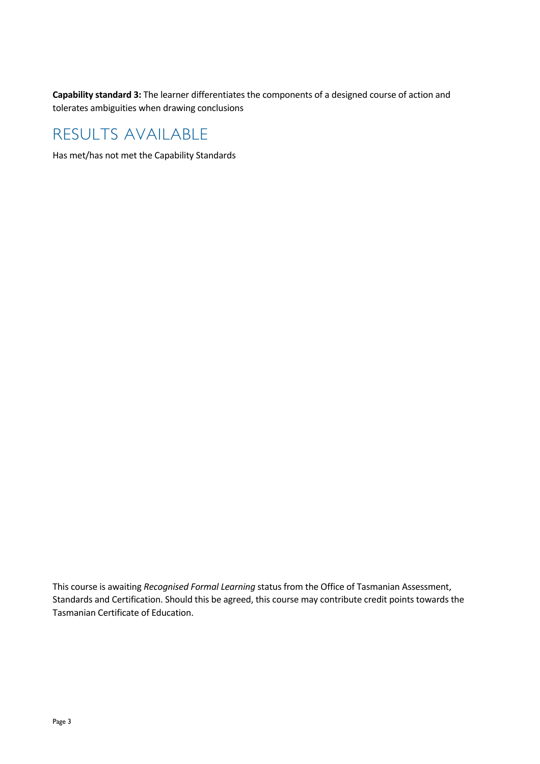**Capability standard 3:** The learner differentiates the components of a designed course of action and tolerates ambiguities when drawing conclusions

## RESULTS AVAILABLE

Has met/has not met the Capability Standards

This course is awaiting *Recognised Formal Learning* status from the Office of Tasmanian Assessment, Standards and Certification. Should this be agreed, this course may contribute credit points towards the Tasmanian Certificate of Education.